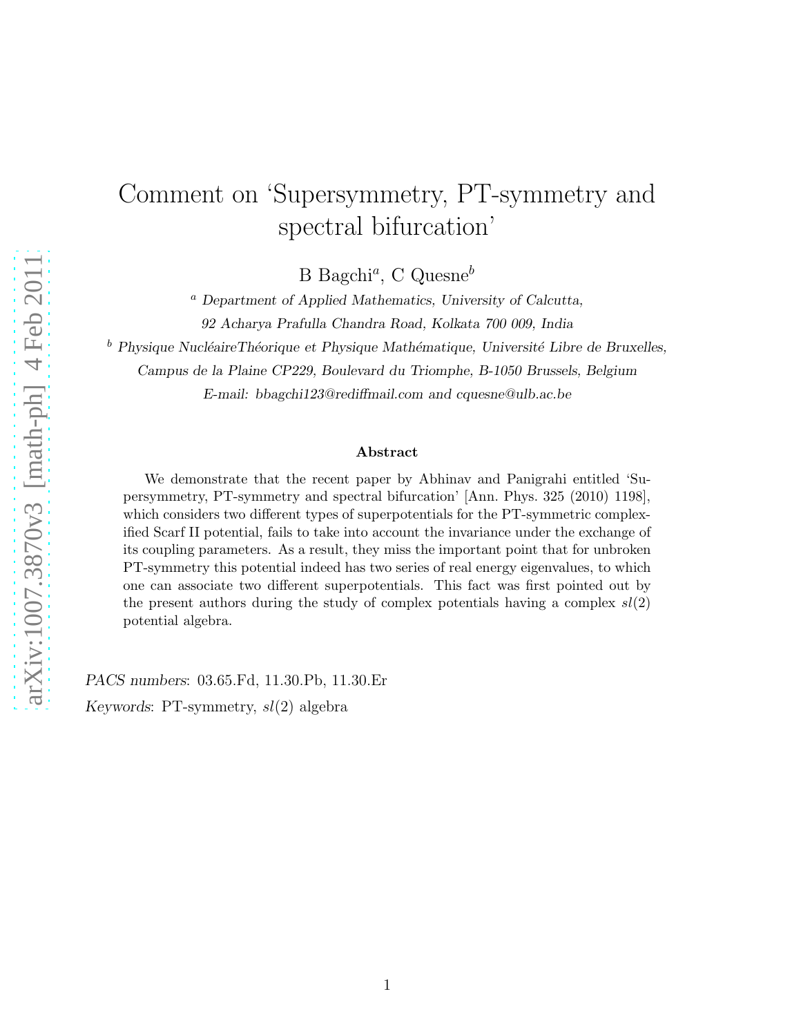# Comment on 'Supersymmetry, PT-symmetry and spectral bifurcation'

B Bagchi[a], C Quesne[b]

[a] *Department of Applied Mathematics, University of Calcutta, 92 Acharya Prafulla Chandra Road, Kolkata 700 009, India*

[b] *Physique NucléaireThéorique et Physique Mathématique, Université Libre de Bruxelles, Campus de la Plaine CP229, Boulevard du Triomphe, B-1050 Brussels, Belgium*

*E-mail: bbagchi123@rediffmail.com and cquesne@ulb.ac.be*

### Abstract

We demonstrate that the recent paper by Abhinav and Panigrahi entitled 'Supersymmetry, PT-symmetry and spectral bifurcation' [Ann. Phys. 325 (2010) 1198], which considers two different types of superpotentials for the PT-symmetric complexified Scarf II potential, fails to take into account the invariance under the exchange of its coupling parameters. As a result, they miss the important point that for unbroken PT-symmetry this potential indeed has two series of real energy eigenvalues, to which one can associate two different superpotentials. This fact was first pointed out by the present authors during the study of complex potentials having a complex $sl(2)$ potential algebra.

*PACS numbers*: 03.65.Fd, 11.30.Pb, 11.30.Er

*Keywords*: PT-symmetry, $sl(2)$ algebra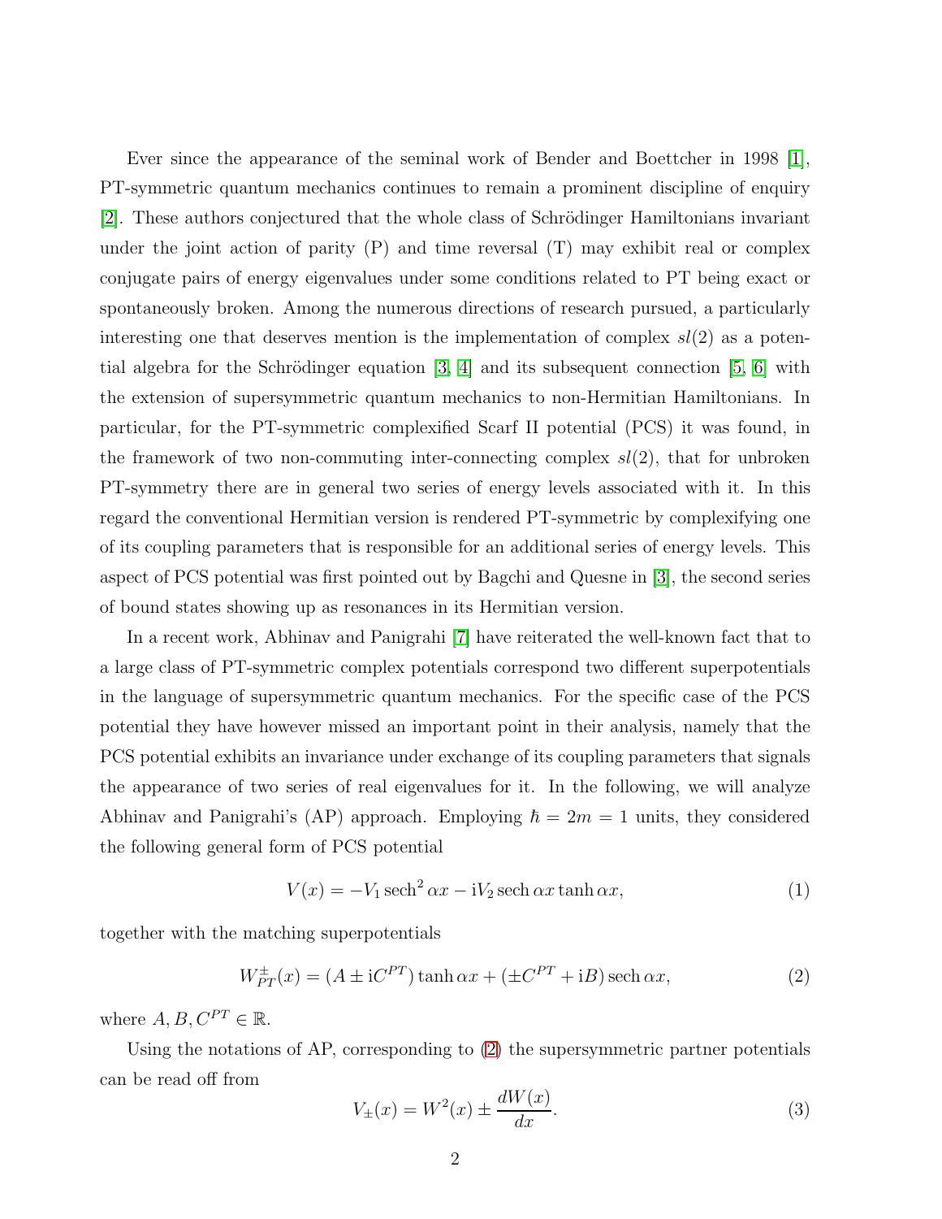Ever since the appearance of the seminal work of Bender and Boettcher in 1998 [1], PT-symmetric quantum mechanics continues to remain a prominent discipline of enquiry [2]. These authors conjectured that the whole class of Schrödinger Hamiltonians invariant under the joint action of parity (P) and time reversal (T) may exhibit real or complex conjugate pairs of energy eigenvalues under some conditions related to PT being exact or spontaneously broken. Among the numerous directions of research pursued, a particularly interesting one that deserves mention is the implementation of complex $sl(2)$ as a potential algebra for the Schrödinger equation [3, 4] and its subsequent connection [5, 6] with the extension of supersymmetric quantum mechanics to non-Hermitian Hamiltonians. In particular, for the PT-symmetric complexified Scarf II potential (PCS) it was found, in the framework of two non-commuting inter-connecting complex $sl(2)$, that for unbroken PT-symmetry there are in general two series of energy levels associated with it. In this regard the conventional Hermitian version is rendered PT-symmetric by complexifying one of its coupling parameters that is responsible for an additional series of energy levels. This aspect of PCS potential was first pointed out by Bagchi and Quesne in [3], the second series of bound states showing up as resonances in its Hermitian version.

In a recent work, Abhinav and Panigrahi [7] have reiterated the well-known fact that to a large class of PT-symmetric complex potentials correspond two different superpotentials in the language of supersymmetric quantum mechanics. For the specific case of the PCS potential they have however missed an important point in their analysis, namely that the PCS potential exhibits an invariance under exchange of its coupling parameters that signals the appearance of two series of real eigenvalues for it. In the following, we will analyze Abhinav and Panigrahi's (AP) approach. Employing $\hbar = 2m = 1$ units, they considered the following general form of PCS potential

$$V(x) = -V_1 \operatorname{sech}^2 \alpha x - \mathrm{i}V_2 \operatorname{sech} \alpha x \tanh \alpha x, \tag{1}$$

together with the matching superpotentials

$$W^{\pm}_{PT}(x) = (A \pm \mathrm{i}C^{PT}) \tanh \alpha x + (\pm C^{PT} + \mathrm{i}B) \operatorname{sech} \alpha x, \tag{2}$$

where $A, B, C^{PT} \in \mathbb{R}$.

Using the notations of AP, corresponding to (2) the supersymmetric partner potentials can be read off from

$$V_{\pm}(x) = W^2(x) \pm \frac{dW(x)}{dx}. \tag{3}$$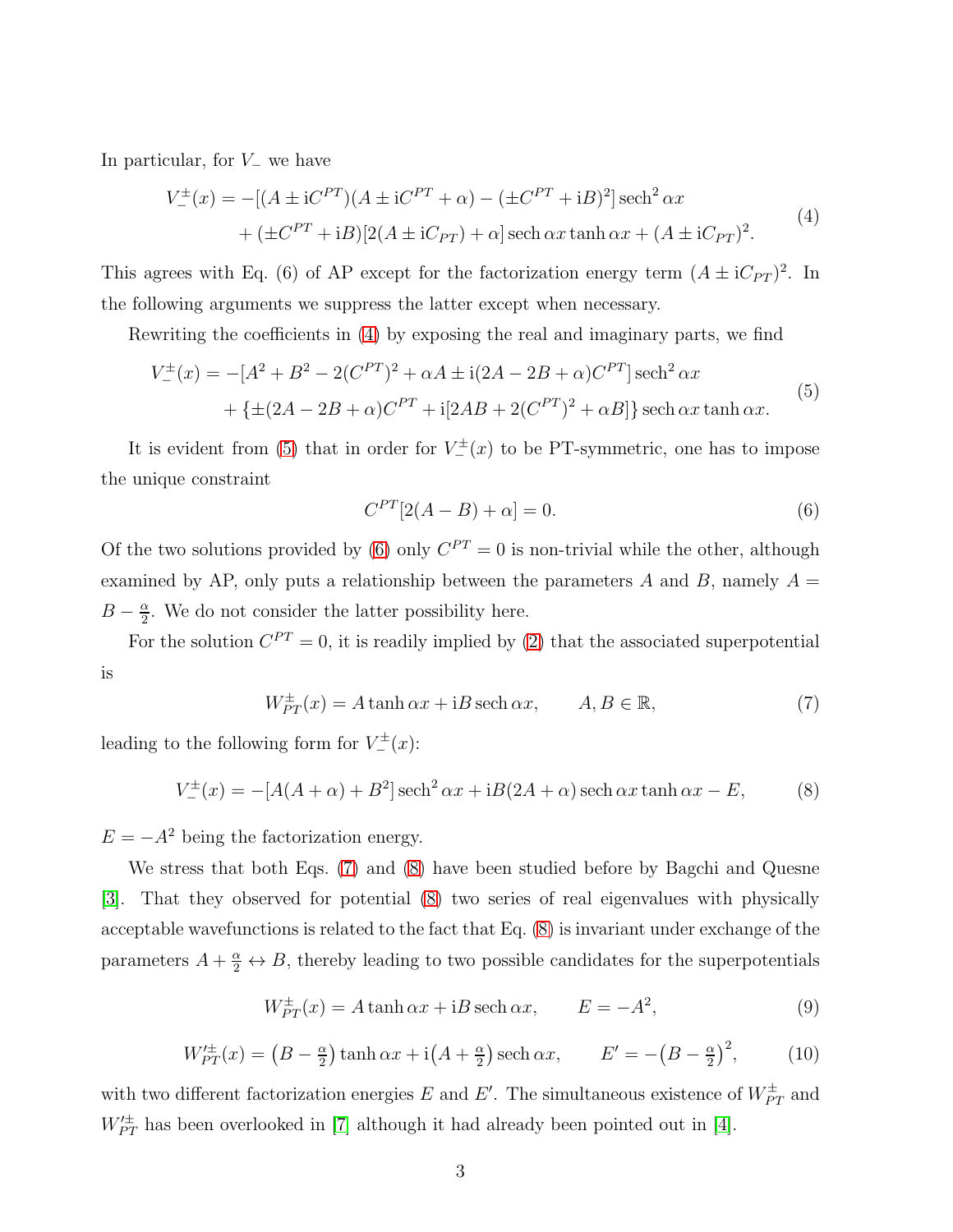In particular, for $V_-$ we have

$$
\begin{aligned}
V_-^{\pm}(x) = &-[(A \pm \mathrm{i}C^{PT})(A \pm \mathrm{i}C^{PT} + \alpha) - (\pm C^{PT} + \mathrm{i}B)^2] \operatorname{sech}^2 \alpha x \\
&+ (\pm C^{PT} + \mathrm{i}B)[2(A \pm \mathrm{i}C_{PT}) + \alpha] \operatorname{sech} \alpha x \tanh \alpha x + (A \pm \mathrm{i}C_{PT})^2.
\end{aligned} \tag{4}
$$

This agrees with Eq. (6) of AP except for the factorization energy term $(A \pm \mathrm{i}C_{PT})^2$. In the following arguments we suppress the latter except when necessary.

Rewriting the coefficients in (4) by exposing the real and imaginary parts, we find

$$
\begin{aligned}
V_-^{\pm}(x) = &-[A^2 + B^2 - 2(C^{PT})^2 + \alpha A \pm \mathrm{i}(2A - 2B + \alpha)C^{PT}] \operatorname{sech}^2 \alpha x \\
&+ \{\pm(2A - 2B + \alpha)C^{PT} + \mathrm{i}[2AB + 2(C^{PT})^2 + \alpha B]\} \operatorname{sech} \alpha x \tanh \alpha x.
\end{aligned} \tag{5}
$$

It is evident from (5) that in order for $V_-^{\pm}(x)$ to be PT-symmetric, one has to impose the unique constraint

$$
C^{PT}[2(A - B) + \alpha] = 0. \tag{6}
$$

Of the two solutions provided by (6) only $C^{PT} = 0$ is non-trivial while the other, although examined by AP, only puts a relationship between the parameters $A$ and $B$, namely $A = B - \frac{\alpha}{2}$. We do not consider the latter possibility here.

For the solution $C^{PT} = 0$, it is readily implied by (2) that the associated superpotential is

$$
W_{PT}^{\pm}(x) = A \tanh \alpha x + \mathrm{i}B \operatorname{sech} \alpha x, \qquad A, B \in \mathbb{R}, \tag{7}
$$

leading to the following form for $V_-^{\pm}(x)$:

$$
V_-^{\pm}(x) = -[A(A + \alpha) + B^2] \operatorname{sech}^2 \alpha x + \mathrm{i}B(2A + \alpha) \operatorname{sech} \alpha x \tanh \alpha x - E, \tag{8}
$$

$E = -A^2$ being the factorization energy.

We stress that both Eqs. (7) and (8) have been studied before by Bagchi and Quesne [3]. That they observed for potential (8) two series of real eigenvalues with physically acceptable wavefunctions is related to the fact that Eq. (8) is invariant under exchange of the parameters $A + \frac{\alpha}{2} \leftrightarrow B$, thereby leading to two possible candidates for the superpotentials

$$
W_{PT}^{\pm}(x) = A \tanh \alpha x + \mathrm{i}B \operatorname{sech} \alpha x, \qquad E = -A^2, \tag{9}
$$

$$
W_{PT}^{\prime\pm}(x) = \left(B - \tfrac{\alpha}{2}\right) \tanh \alpha x + \mathrm{i}\left(A + \tfrac{\alpha}{2}\right) \operatorname{sech} \alpha x, \qquad E' = -\left(B - \tfrac{\alpha}{2}\right)^2, \tag{10}
$$

with two different factorization energies $E$ and $E'$. The simultaneous existence of $W_{PT}^{\pm}$ and $W_{PT}^{\prime\pm}$ has been overlooked in [7] although it had already been pointed out in [4].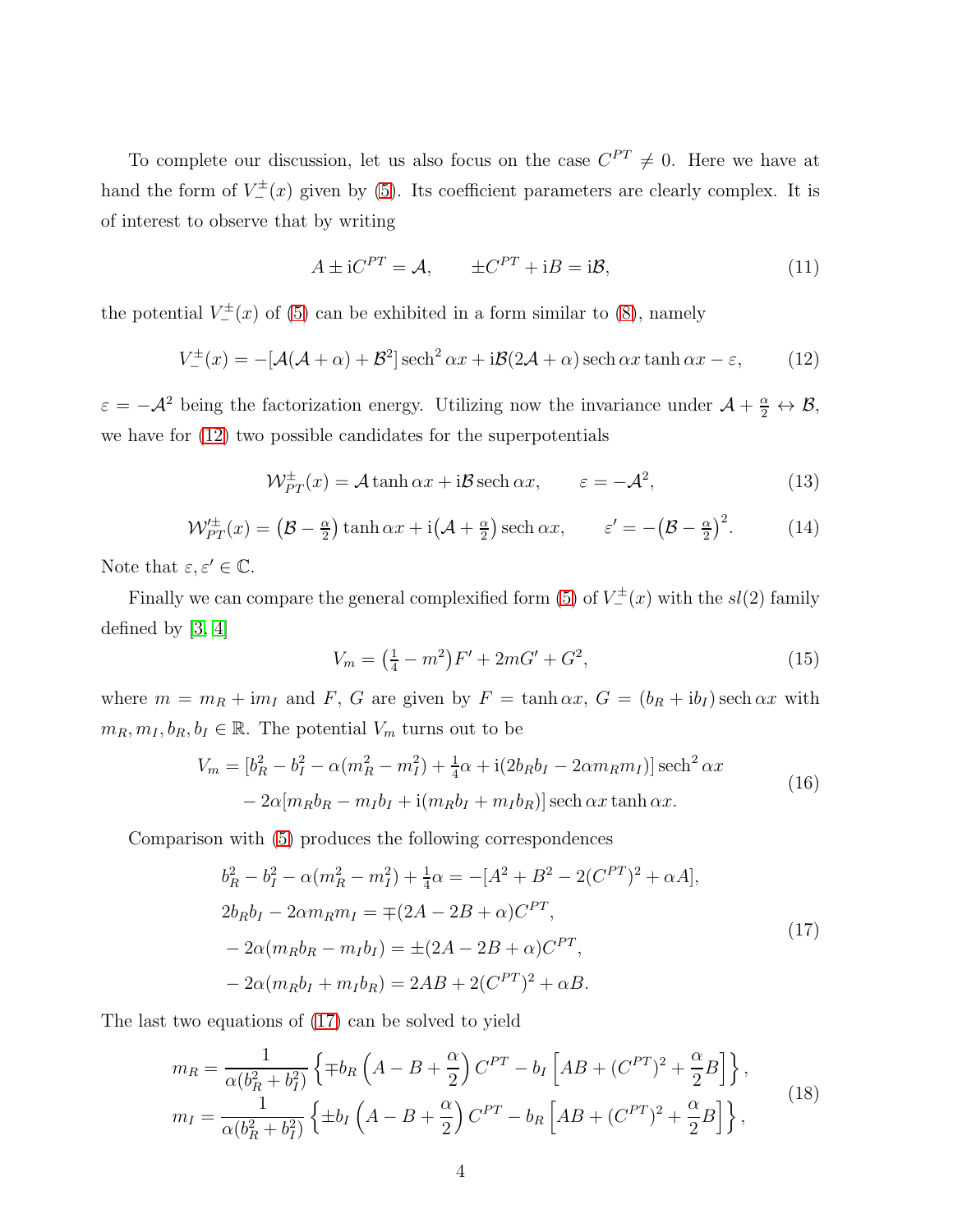To complete our discussion, let us also focus on the case $C^{PT} \neq 0$. Here we have at hand the form of $V_-^{\pm}(x)$ given by (5). Its coefficient parameters are clearly complex. It is of interest to observe that by writing

$$A \pm \mathrm{i}C^{PT} = \mathcal{A}, \qquad \pm C^{PT} + \mathrm{i}B = \mathrm{i}\mathcal{B}, \tag{11}$$

the potential $V_-^{\pm}(x)$ of (5) can be exhibited in a form similar to (8), namely

$$V_-^{\pm}(x) = -[\mathcal{A}(\mathcal{A}+\alpha) + \mathcal{B}^2]\operatorname{sech}^2 \alpha x + \mathrm{i}\mathcal{B}(2\mathcal{A}+\alpha)\operatorname{sech}\alpha x \tanh \alpha x - \varepsilon, \tag{12}$$

$\varepsilon = -\mathcal{A}^2$ being the factorization energy. Utilizing now the invariance under $\mathcal{A} + \frac{\alpha}{2} \leftrightarrow \mathcal{B}$, we have for (12) two possible candidates for the superpotentials

$$\mathcal{W}_{PT}^{\pm}(x) = \mathcal{A}\tanh \alpha x + \mathrm{i}\mathcal{B}\operatorname{sech}\alpha x, \qquad \varepsilon = -\mathcal{A}^2, \tag{13}$$

$$\mathcal{W}_{PT}'^{\pm}(x) = \big(\mathcal{B} - \tfrac{\alpha}{2}\big)\tanh \alpha x + \mathrm{i}\big(\mathcal{A} + \tfrac{\alpha}{2}\big)\operatorname{sech}\alpha x, \qquad \varepsilon' = -\big(\mathcal{B} - \tfrac{\alpha}{2}\big)^2. \tag{14}$$

Note that $\varepsilon, \varepsilon' \in \mathbb{C}$.

Finally we can compare the general complexified form (5) of $V_-^{\pm}(x)$ with the $sl(2)$ family defined by [3, 4]

$$V_m = \big(\tfrac{1}{4} - m^2\big)F' + 2mG' + G^2, \tag{15}$$

where $m = m_R + \mathrm{i}m_I$ and $F$, $G$ are given by $F = \tanh \alpha x$, $G = (b_R + \mathrm{i}b_I)\operatorname{sech}\alpha x$ with $m_R, m_I, b_R, b_I \in \mathbb{R}$. The potential $V_m$ turns out to be

$$\begin{aligned} V_m = {} & [b_R^2 - b_I^2 - \alpha(m_R^2 - m_I^2) + \tfrac{1}{4}\alpha + \mathrm{i}(2b_R b_I - 2\alpha m_R m_I)]\operatorname{sech}^2 \alpha x \\ & - 2\alpha[m_R b_R - m_I b_I + \mathrm{i}(m_R b_I + m_I b_R)]\operatorname{sech}\alpha x \tanh \alpha x. \end{aligned} \tag{16}$$

Comparison with (5) produces the following correspondences

$$\begin{aligned} & b_R^2 - b_I^2 - \alpha(m_R^2 - m_I^2) + \tfrac{1}{4}\alpha = -[A^2 + B^2 - 2(C^{PT})^2 + \alpha A], \\ & 2b_R b_I - 2\alpha m_R m_I = \mp(2A - 2B + \alpha)C^{PT}, \\ & -2\alpha(m_R b_R - m_I b_I) = \pm(2A - 2B + \alpha)C^{PT}, \\ & -2\alpha(m_R b_I + m_I b_R) = 2AB + 2(C^{PT})^2 + \alpha B. \end{aligned} \tag{17}$$

The last two equations of (17) can be solved to yield

$$\begin{aligned} m_R &= \frac{1}{\alpha(b_R^2 + b_I^2)}\left\{\mp b_R\left(A - B + \frac{\alpha}{2}\right)C^{PT} - b_I\left[AB + (C^{PT})^2 + \frac{\alpha}{2}B\right]\right\}, \\ m_I &= \frac{1}{\alpha(b_R^2 + b_I^2)}\left\{\pm b_I\left(A - B + \frac{\alpha}{2}\right)C^{PT} - b_R\left[AB + (C^{PT})^2 + \frac{\alpha}{2}B\right]\right\}, \end{aligned} \tag{18}$$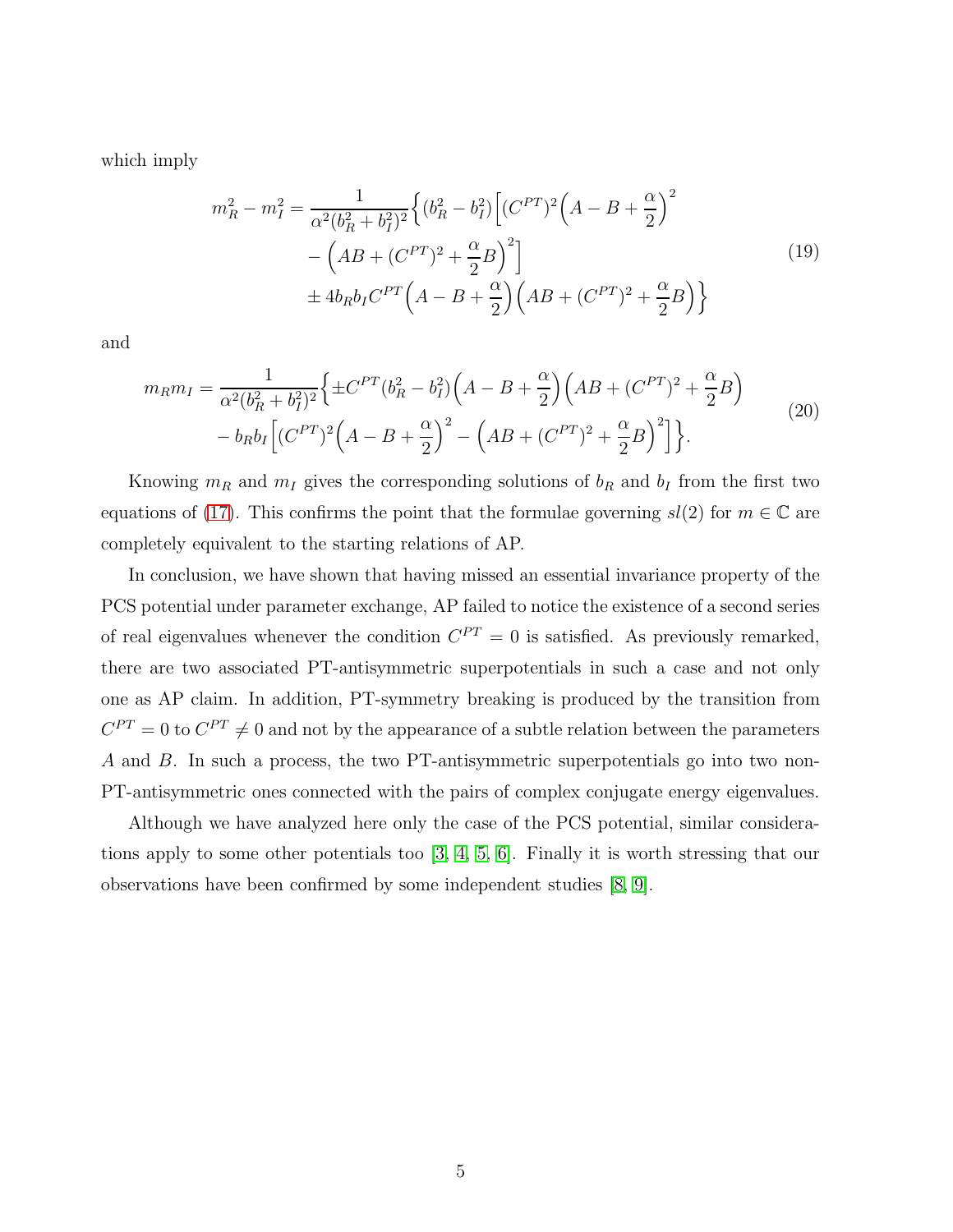which imply

$$
\begin{aligned}
m_R^2 - m_I^2 = \frac{1}{\alpha^2 (b_R^2 + b_I^2)^2} \Big\{ &(b_R^2 - b_I^2) \Big[ (C^{PT})^2 \Big( A - B + \frac{\alpha}{2} \Big)^2 \\
&- \Big( AB + (C^{PT})^2 + \frac{\alpha}{2} B \Big)^2 \Big] \\
&\pm 4 b_R b_I C^{PT} \Big( A - B + \frac{\alpha}{2} \Big) \Big( AB + (C^{PT})^2 + \frac{\alpha}{2} B \Big) \Big\}
\end{aligned}
\tag{19}
$$

and

$$
\begin{aligned}
m_R m_I = \frac{1}{\alpha^2 (b_R^2 + b_I^2)^2} \Big\{ &\pm C^{PT} (b_R^2 - b_I^2) \Big( A - B + \frac{\alpha}{2} \Big) \Big( AB + (C^{PT})^2 + \frac{\alpha}{2} B \Big) \\
&- b_R b_I \Big[ (C^{PT})^2 \Big( A - B + \frac{\alpha}{2} \Big)^2 - \Big( AB + (C^{PT})^2 + \frac{\alpha}{2} B \Big)^2 \Big] \Big\}.
\end{aligned}
\tag{20}
$$

Knowing $m_R$ and $m_I$ gives the corresponding solutions of $b_R$ and $b_I$ from the first two equations of (17). This confirms the point that the formulae governing $sl(2)$ for $m \in \mathbb{C}$ are completely equivalent to the starting relations of AP.

In conclusion, we have shown that having missed an essential invariance property of the PCS potential under parameter exchange, AP failed to notice the existence of a second series of real eigenvalues whenever the condition $C^{PT} = 0$ is satisfied. As previously remarked, there are two associated PT-antisymmetric superpotentials in such a case and not only one as AP claim. In addition, PT-symmetry breaking is produced by the transition from $C^{PT} = 0$ to $C^{PT} \neq 0$ and not by the appearance of a subtle relation between the parameters $A$ and $B$. In such a process, the two PT-antisymmetric superpotentials go into two non-PT-antisymmetric ones connected with the pairs of complex conjugate energy eigenvalues.

Although we have analyzed here only the case of the PCS potential, similar considerations apply to some other potentials too [3, 4, 5, 6]. Finally it is worth stressing that our observations have been confirmed by some independent studies [8, 9].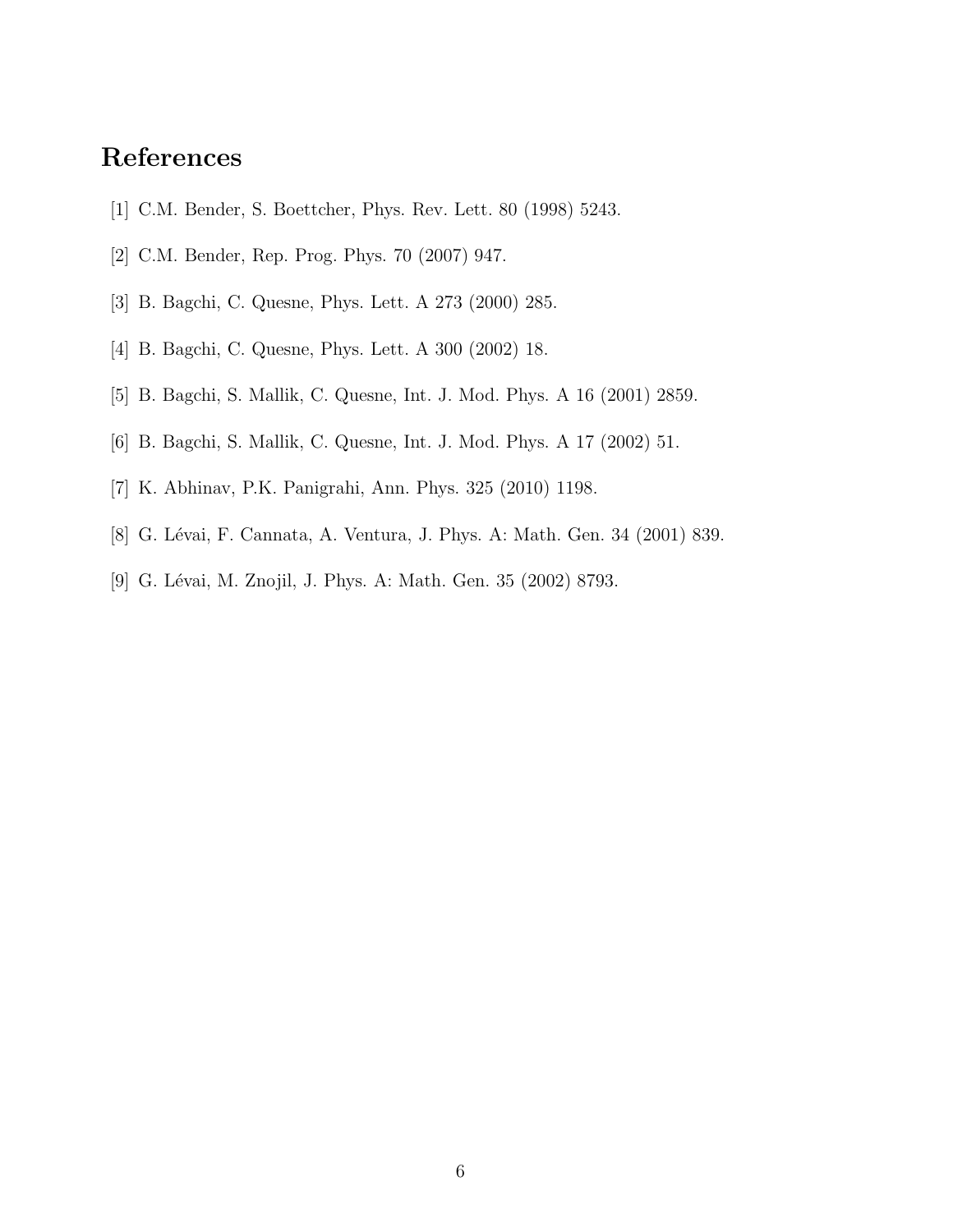# References

[1] C.M. Bender, S. Boettcher, Phys. Rev. Lett. 80 (1998) 5243.

[2] C.M. Bender, Rep. Prog. Phys. 70 (2007) 947.

[3] B. Bagchi, C. Quesne, Phys. Lett. A 273 (2000) 285.

[4] B. Bagchi, C. Quesne, Phys. Lett. A 300 (2002) 18.

[5] B. Bagchi, S. Mallik, C. Quesne, Int. J. Mod. Phys. A 16 (2001) 2859.

[6] B. Bagchi, S. Mallik, C. Quesne, Int. J. Mod. Phys. A 17 (2002) 51.

[7] K. Abhinav, P.K. Panigrahi, Ann. Phys. 325 (2010) 1198.

[8] G. Lévai, F. Cannata, A. Ventura, J. Phys. A: Math. Gen. 34 (2001) 839.

[9] G. Lévai, M. Znojil, J. Phys. A: Math. Gen. 35 (2002) 8793.